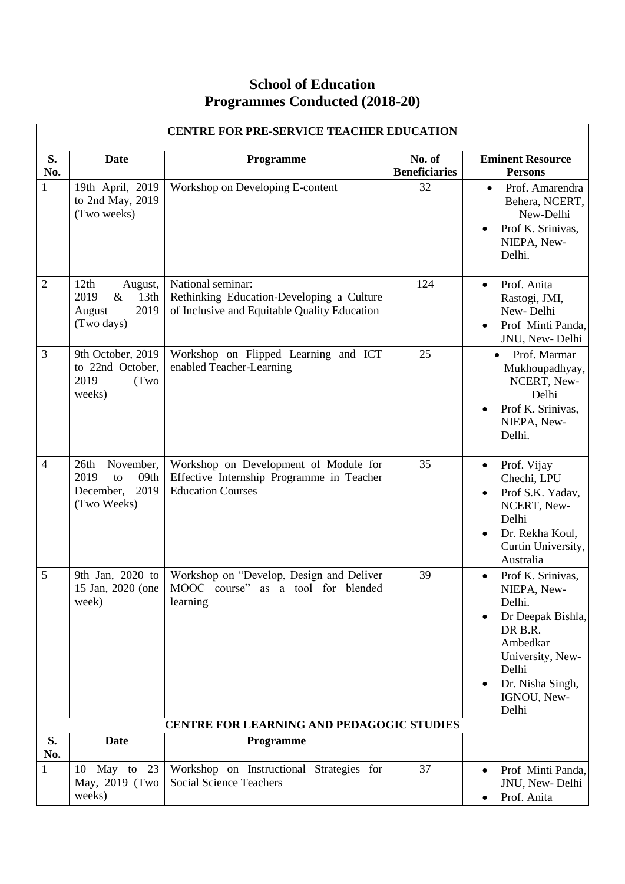# School of Education
# Programmes Conducted (2018-20)

| CENTRE FOR PRE-SERVICE TEACHER EDUCATION | | | | |
|---|---|---|---|---|
| **S. No.** | **Date** | **Programme** | **No. of Beneficiaries** | **Eminent Resource Persons** |
| 1 | 19th April, 2019 to 2nd May, 2019 (Two weeks) | Workshop on Developing E-content | 32 | • Prof. Amarendra Behera, NCERT, New-Delhi<br>• Prof K. Srinivas, NIEPA, New-Delhi. |
| 2 | 12th August, 2019 & 13th August 2019 (Two days) | National seminar: Rethinking Education-Developing a Culture of Inclusive and Equitable Quality Education | 124 | • Prof. Anita Rastogi, JMI, New- Delhi<br>• Prof Minti Panda, JNU, New- Delhi |
| 3 | 9th October, 2019 to 22nd October, 2019 (Two weeks) | Workshop on Flipped Learning and ICT enabled Teacher-Learning | 25 | • Prof. Marmar Mukhoupadhyay, NCERT, New-Delhi<br>• Prof K. Srinivas, NIEPA, New-Delhi. |
| 4 | 26th November, 2019 to 09th December, 2019 (Two Weeks) | Workshop on Development of Module for Effective Internship Programme in Teacher Education Courses | 35 | • Prof. Vijay Chechi, LPU<br>• Prof S.K. Yadav, NCERT, New-Delhi<br>• Dr. Rekha Koul, Curtin University, Australia |
| 5 | 9th Jan, 2020 to 15 Jan, 2020 (one week) | Workshop on "Develop, Design and Deliver MOOC course" as a tool for blended learning | 39 | • Prof K. Srinivas, NIEPA, New-Delhi.<br>• Dr Deepak Bishla, DR B.R. Ambedkar University, New-Delhi<br>• Dr. Nisha Singh, IGNOU, New-Delhi |
| **CENTRE FOR LEARNING AND PEDAGOGIC STUDIES** | | | | |
| **S. No.** | **Date** | **Programme** | | |
| 1 | 10 May to 23 May, 2019 (Two weeks) | Workshop on Instructional Strategies for Social Science Teachers | 37 | • Prof Minti Panda, JNU, New- Delhi<br>• Prof. Anita |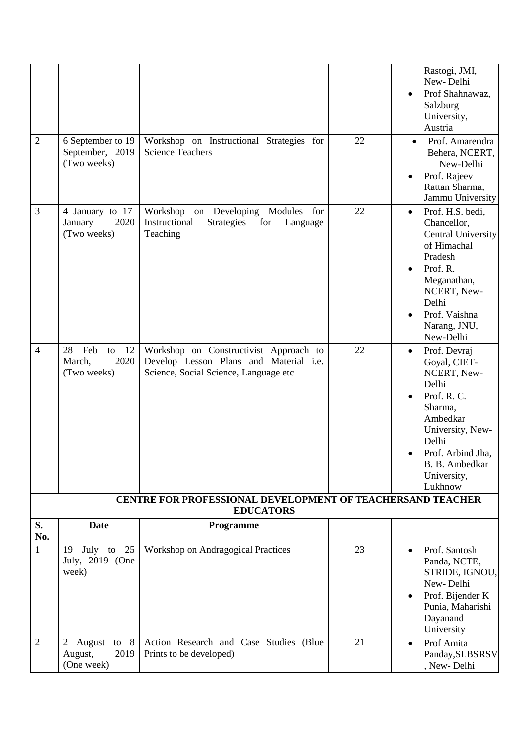| | | | | |
|---|---|---|---|---|
| | | | | Rastogi, JMI, New- Delhi<br>• Prof Shahnawaz, Salzburg University, Austria |
| 2 | 6 September to 19 September, 2019 (Two weeks) | Workshop on Instructional Strategies for Science Teachers | 22 | • Prof. Amarendra Behera, NCERT, New-Delhi<br>• Prof. Rajeev Rattan Sharma, Jammu University |
| 3 | 4 January to 17 January 2020 (Two weeks) | Workshop on Developing Modules for Instructional Strategies for Language Teaching | 22 | • Prof. H.S. bedi, Chancellor, Central University of Himachal Pradesh<br>• Prof. R. Meganathan, NCERT, New-Delhi<br>• Prof. Vaishna Narang, JNU, New-Delhi |
| 4 | 28 Feb to 12 March, 2020 (Two weeks) | Workshop on Constructivist Approach to Develop Lesson Plans and Material i.e. Science, Social Science, Language etc | 22 | • Prof. Devraj Goyal, CIET-NCERT, New-Delhi<br>• Prof. R. C. Sharma, Ambedkar University, New-Delhi<br>• Prof. Arbind Jha, B. B. Ambedkar University, Lukhnow |

**CENTRE FOR PROFESSIONAL DEVELOPMENT OF TEACHERSAND TEACHER EDUCATORS**

| S. No. | Date | Programme | | |
|---|---|---|---|---|
| 1 | 19 July to 25 July, 2019 (One week) | Workshop on Andragogical Practices | 23 | • Prof. Santosh Panda, NCTE, STRIDE, IGNOU, New- Delhi<br>• Prof. Bijender K Punia, Maharishi Dayanand University |
| 2 | 2 August to 8 August, 2019 (One week) | Action Research and Case Studies (Blue Prints to be developed) | 21 | • Prof Amita Panday,SLBSRSV, New- Delhi |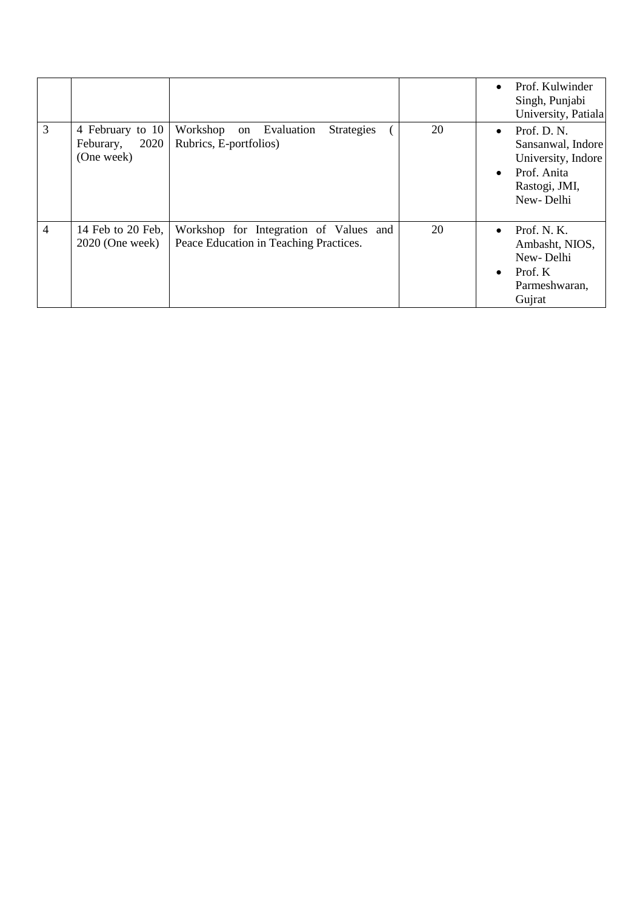|   |   |   |   |   |
|---|---|---|---|---|
|  |  |  |  | • Prof. Kulwinder Singh, Punjabi University, Patiala |
| 3 | 4 February to 10 Feburary, 2020 (One week) | Workshop on Evaluation Strategies ( Rubrics, E-portfolios) | 20 | • Prof. D. N. Sansanwal, Indore University, Indore<br>• Prof. Anita Rastogi, JMI, New- Delhi |
| 4 | 14 Feb to 20 Feb, 2020 (One week) | Workshop for Integration of Values and Peace Education in Teaching Practices. | 20 | • Prof. N. K. Ambasht, NIOS, New- Delhi<br>• Prof. K Parmeshwaran, Gujrat |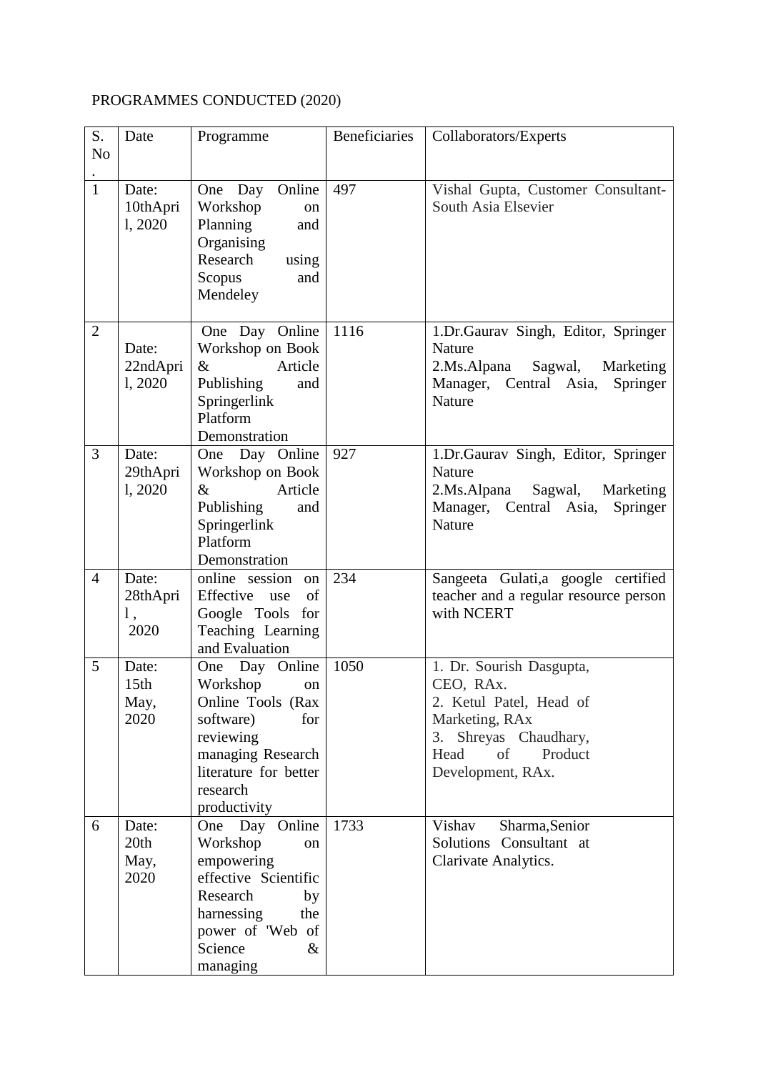PROGRAMMES CONDUCTED (2020)

| S. No. | Date | Programme | Beneficiaries | Collaborators/Experts |
|---|---|---|---|---|
| 1 | Date: 10thApril, 2020 | One Day Online Workshop on Planning and Organising Research using Scopus and Mendeley | 497 | Vishal Gupta, Customer Consultant-South Asia Elsevier |
| 2 | Date: 22ndApril, 2020 | One Day Online Workshop on Book & Article Publishing and Springerlink Platform Demonstration | 1116 | 1.Dr.Gaurav Singh, Editor, Springer Nature<br>2.Ms.Alpana Sagwal, Marketing Manager, Central Asia, Springer Nature |
| 3 | Date: 29thApril, 2020 | One Day Online Workshop on Book & Article Publishing and Springerlink Platform Demonstration | 927 | 1.Dr.Gaurav Singh, Editor, Springer Nature<br>2.Ms.Alpana Sagwal, Marketing Manager, Central Asia, Springer Nature |
| 4 | Date: 28thApril, 2020 | online session on Effective use of Google Tools for Teaching Learning and Evaluation | 234 | Sangeeta Gulati,a google certified teacher and a regular resource person with NCERT |
| 5 | Date: 15th May, 2020 | One Day Online Workshop on Online Tools (Rax software) for reviewing managing Research literature for better research productivity | 1050 | 1. Dr. Sourish Dasgupta, CEO, RAx.<br>2. Ketul Patel, Head of Marketing, RAx<br>3. Shreyas Chaudhary, Head of Product Development, RAx. |
| 6 | Date: 20th May, 2020 | One Day Online Workshop on empowering effective Scientific Research by harnessing the power of 'Web of Science & managing | 1733 | Vishav Sharma,Senior Solutions Consultant at Clarivate Analytics. |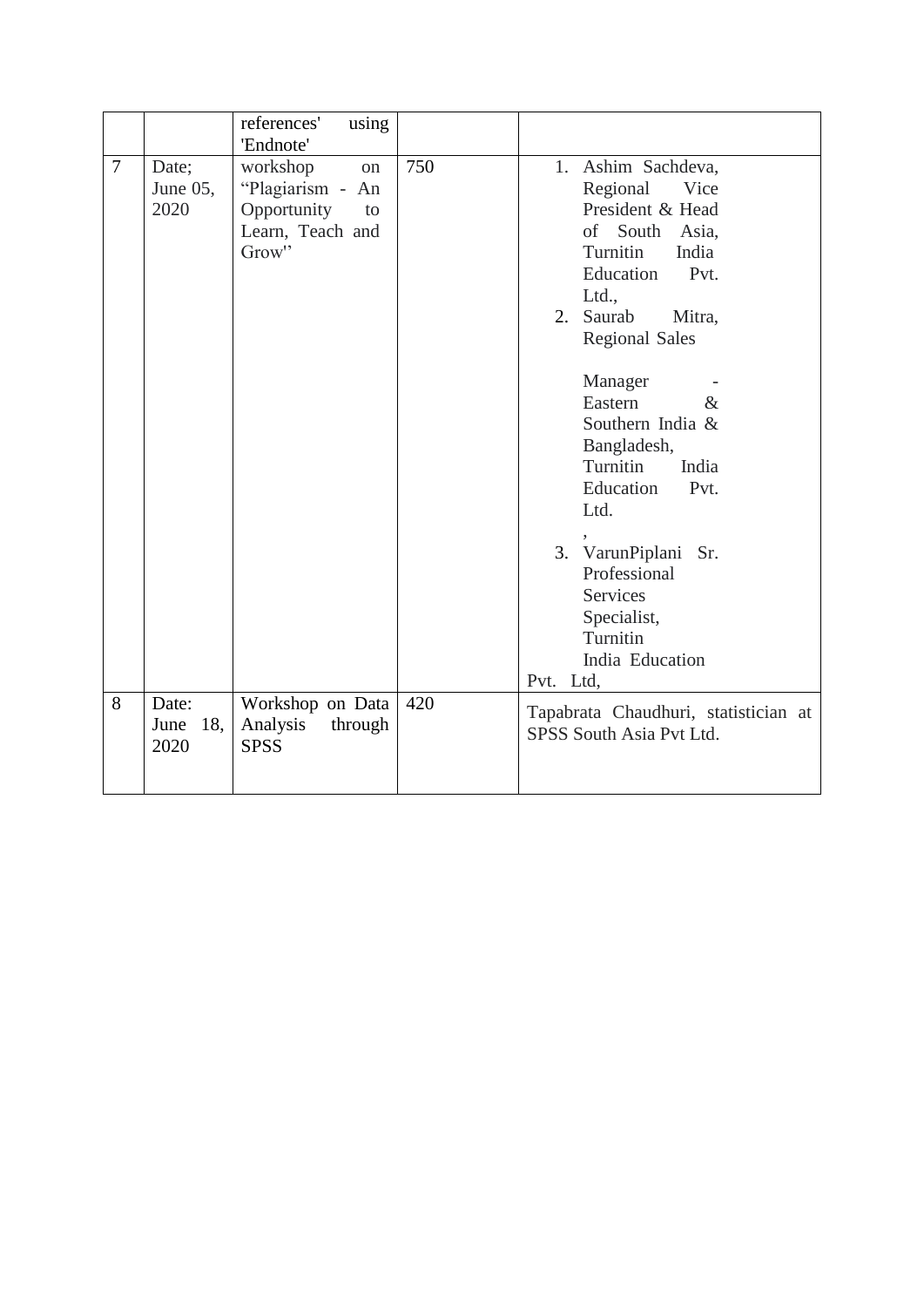| | | | | |
|---|---|---|---|---|
| | | references' using 'Endnote' | | |
| 7 | Date; June 05, 2020 | workshop on "Plagiarism - An Opportunity to Learn, Teach and Grow" | 750 | 1. Ashim Sachdeva, Regional Vice President & Head of South Asia, Turnitin India Education Pvt. Ltd., 2. Saurab Mitra, Regional Sales Manager - Eastern & Southern India & Bangladesh, Turnitin India Education Pvt. Ltd. , 3. VarunPiplani Sr. Professional Services Specialist, Turnitin India Education Pvt. Ltd, |
| 8 | Date: June 18, 2020 | Workshop on Data Analysis through SPSS | 420 | Tapabrata Chaudhuri, statistician at SPSS South Asia Pvt Ltd. |